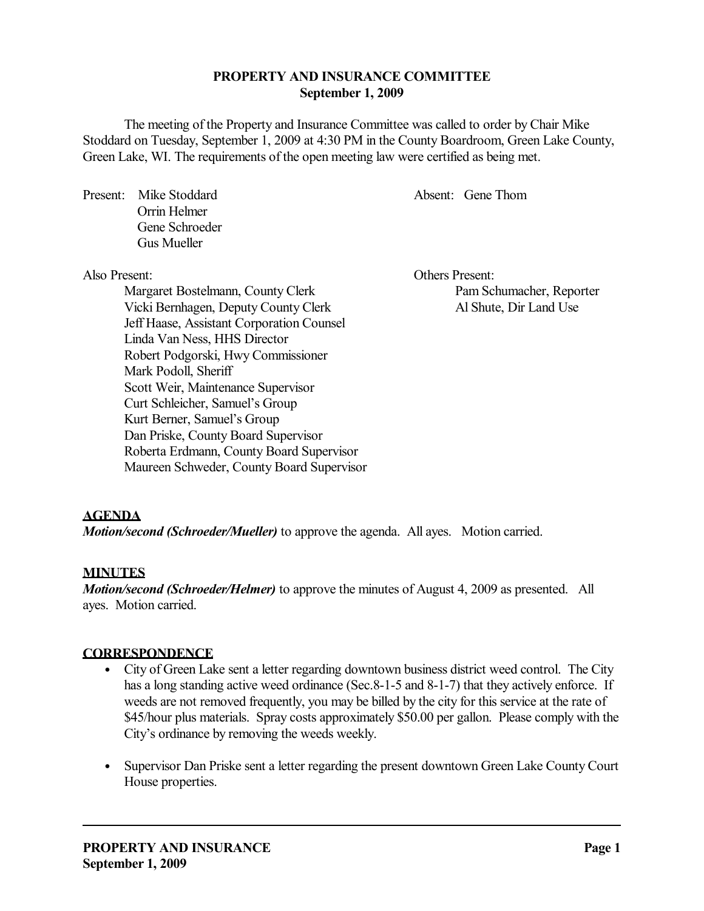# PROPERTY AND INSURANCE COMMITTEE
## September 1, 2009

The meeting of the Property and Insurance Committee was called to order by Chair Mike Stoddard on Tuesday, September 1, 2009 at 4:30 PM in the County Boardroom, Green Lake County, Green Lake, WI. The requirements of the open meeting law were certified as being met.

Present:
- Mike Stoddard
- Orrin Helmer
- Gene Schroeder
- Gus Mueller

Absent: Gene Thom

Also Present:
- Margaret Bostelmann, County Clerk
- Vicki Bernhagen, Deputy County Clerk
- Jeff Haase, Assistant Corporation Counsel
- Linda Van Ness, HHS Director
- Robert Podgorski, Hwy Commissioner
- Mark Podoll, Sheriff
- Scott Weir, Maintenance Supervisor
- Curt Schleicher, Samuel's Group
- Kurt Berner, Samuel's Group
- Dan Priske, County Board Supervisor
- Roberta Erdmann, County Board Supervisor
- Maureen Schweder, County Board Supervisor

Others Present:
- Pam Schumacher, Reporter
- Al Shute, Dir Land Use

**AGENDA**

***Motion/second (Schroeder/Mueller)*** to approve the agenda. All ayes. Motion carried.

**MINUTES**

***Motion/second (Schroeder/Helmer)*** to approve the minutes of August 4, 2009 as presented. All ayes. Motion carried.

**CORRESPONDENCE**

- City of Green Lake sent a letter regarding downtown business district weed control. The City has a long standing active weed ordinance (Sec.8-1-5 and 8-1-7) that they actively enforce. If weeds are not removed frequently, you may be billed by the city for this service at the rate of $45/hour plus materials. Spray costs approximately $50.00 per gallon. Please comply with the City's ordinance by removing the weeds weekly.
- Supervisor Dan Priske sent a letter regarding the present downtown Green Lake County Court House properties.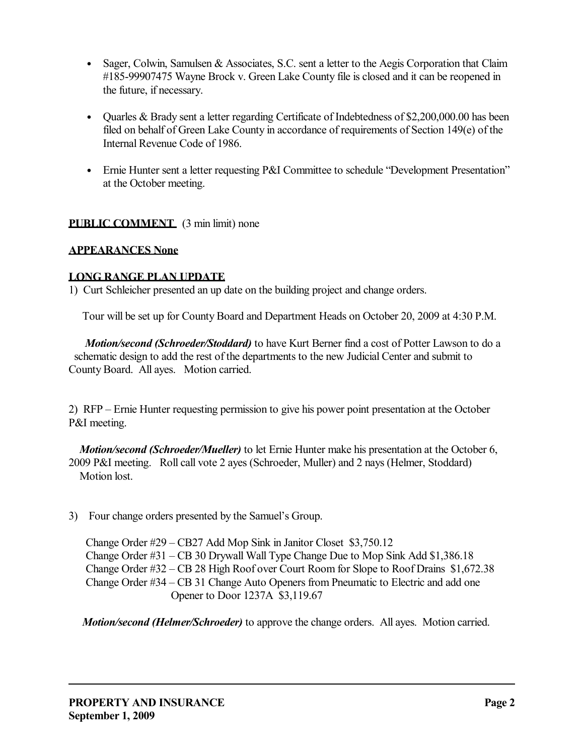- Sager, Colwin, Samulsen & Associates, S.C. sent a letter to the Aegis Corporation that Claim #185-99907475 Wayne Brock v. Green Lake County file is closed and it can be reopened in the future, if necessary.

- Quarles & Brady sent a letter regarding Certificate of Indebtedness of $2,200,000.00 has been filed on behalf of Green Lake County in accordance of requirements of Section 149(e) of the Internal Revenue Code of 1986.

- Ernie Hunter sent a letter requesting P&I Committee to schedule "Development Presentation" at the October meeting.

**PUBLIC COMMENT** (3 min limit) none

**APPEARANCES None**

**LONG RANGE PLAN UPDATE**

1) Curt Schleicher presented an up date on the building project and change orders.

Tour will be set up for County Board and Department Heads on October 20, 2009 at 4:30 P.M.

***Motion/second (Schroeder/Stoddard)*** to have Kurt Berner find a cost of Potter Lawson to do a schematic design to add the rest of the departments to the new Judicial Center and submit to County Board. All ayes. Motion carried.

2) RFP – Ernie Hunter requesting permission to give his power point presentation at the October P&I meeting.

***Motion/second (Schroeder/Mueller)*** to let Ernie Hunter make his presentation at the October 6, 2009 P&I meeting. Roll call vote 2 ayes (Schroeder, Muller) and 2 nays (Helmer, Stoddard) Motion lost.

3) Four change orders presented by the Samuel's Group.

Change Order #29 – CB27 Add Mop Sink in Janitor Closet $3,750.12
Change Order #31 – CB 30 Drywall Wall Type Change Due to Mop Sink Add $1,386.18
Change Order #32 – CB 28 High Roof over Court Room for Slope to Roof Drains $1,672.38
Change Order #34 – CB 31 Change Auto Openers from Pneumatic to Electric and add one Opener to Door 1237A $3,119.67

***Motion/second (Helmer/Schroeder)*** to approve the change orders. All ayes. Motion carried.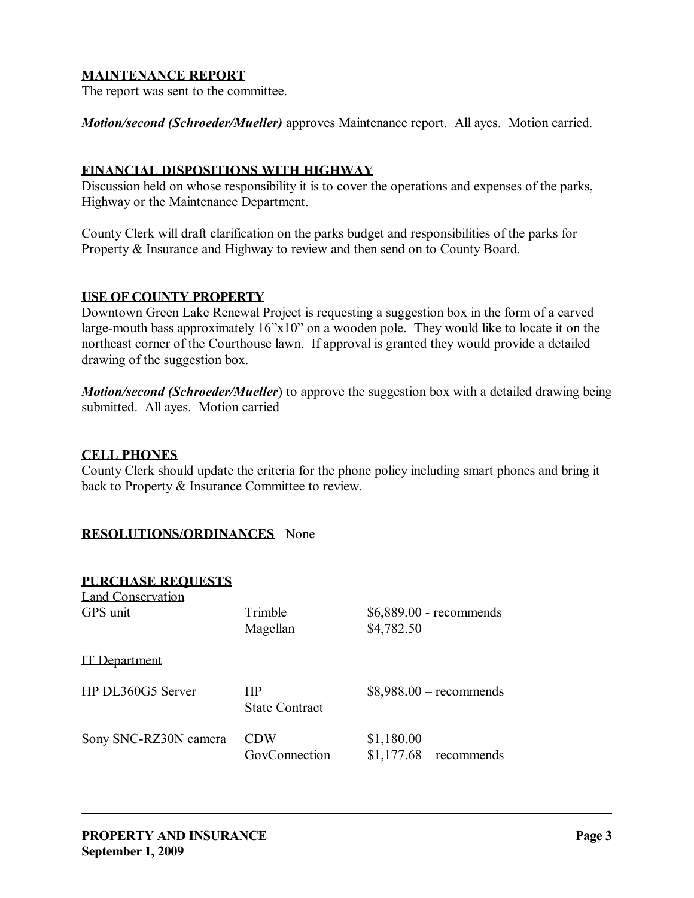## MAINTENANCE REPORT

The report was sent to the committee.

***Motion/second (Schroeder/Mueller)*** approves Maintenance report. All ayes. Motion carried.

## FINANCIAL DISPOSITIONS WITH HIGHWAY

Discussion held on whose responsibility it is to cover the operations and expenses of the parks, Highway or the Maintenance Department.

County Clerk will draft clarification on the parks budget and responsibilities of the parks for Property & Insurance and Highway to review and then send on to County Board.

## USE OF COUNTY PROPERTY

Downtown Green Lake Renewal Project is requesting a suggestion box in the form of a carved large-mouth bass approximately 16"x10" on a wooden pole. They would like to locate it on the northeast corner of the Courthouse lawn. If approval is granted they would provide a detailed drawing of the suggestion box.

***Motion/second (Schroeder/Mueller)*** to approve the suggestion box with a detailed drawing being submitted. All ayes. Motion carried

## CELL PHONES

County Clerk should update the criteria for the phone policy including smart phones and bring it back to Property & Insurance Committee to review.

## RESOLUTIONS/ORDINANCES None

## PURCHASE REQUESTS

Land Conservation

| Item | Vendor | Price |
|---|---|---|
| GPS unit | Trimble | $6,889.00 - recommends |
| | Magellan | $4,782.50 |

IT Department

| Item | Vendor | Price |
|---|---|---|
| HP DL360G5 Server | HP State Contract | $8,988.00 – recommends |
| Sony SNC-RZ30N camera | CDW | $1,180.00 |
| | GovConnection | $1,177.68 – recommends |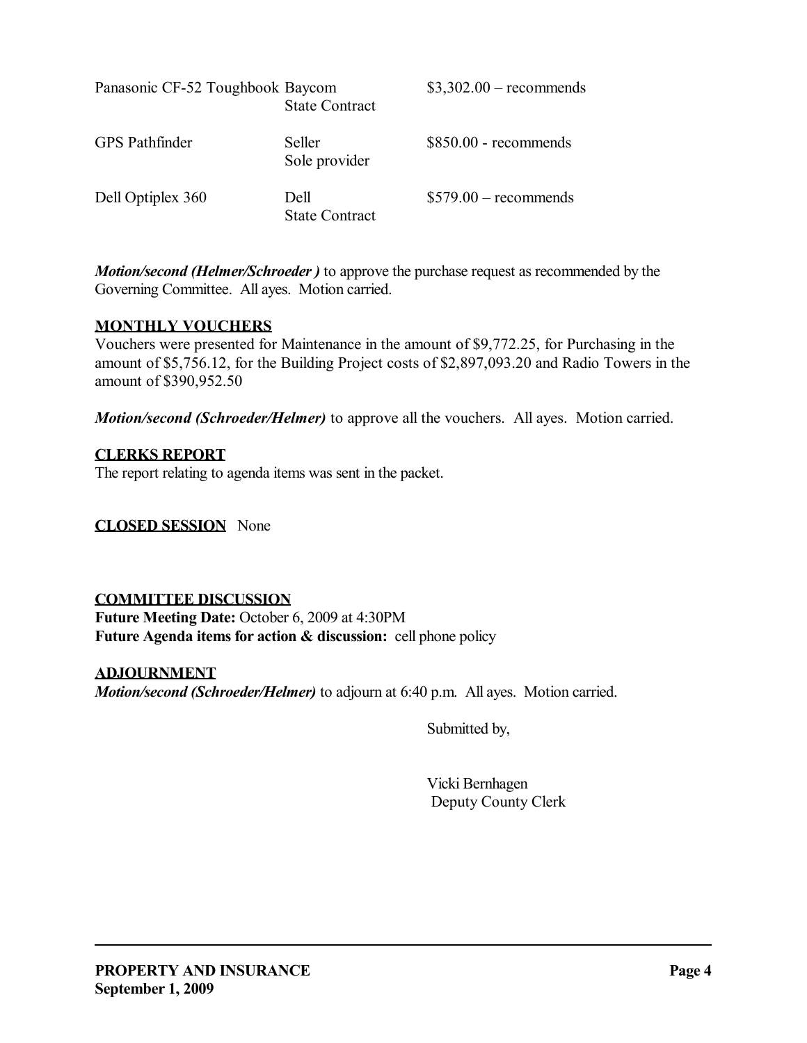| | | |
|---|---|---|
| Panasonic CF-52 Toughbook | Baycom State Contract | $3,302.00 – recommends |
| GPS Pathfinder | Seller Sole provider | $850.00 - recommends |
| Dell Optiplex 360 | Dell State Contract | $579.00 – recommends |

***Motion/second (Helmer/Schroeder )*** to approve the purchase request as recommended by the Governing Committee. All ayes. Motion carried.

**MONTHLY VOUCHERS**

Vouchers were presented for Maintenance in the amount of $9,772.25, for Purchasing in the amount of $5,756.12, for the Building Project costs of $2,897,093.20 and Radio Towers in the amount of $390,952.50

***Motion/second (Schroeder/Helmer)*** to approve all the vouchers. All ayes. Motion carried.

**CLERKS REPORT**

The report relating to agenda items was sent in the packet.

**CLOSED SESSION** None

**COMMITTEE DISCUSSION**

**Future Meeting Date:** October 6, 2009 at 4:30PM

**Future Agenda items for action & discussion:** cell phone policy

**ADJOURNMENT**

***Motion/second (Schroeder/Helmer)*** to adjourn at 6:40 p.m. All ayes. Motion carried.

Submitted by,

Vicki Bernhagen
Deputy County Clerk